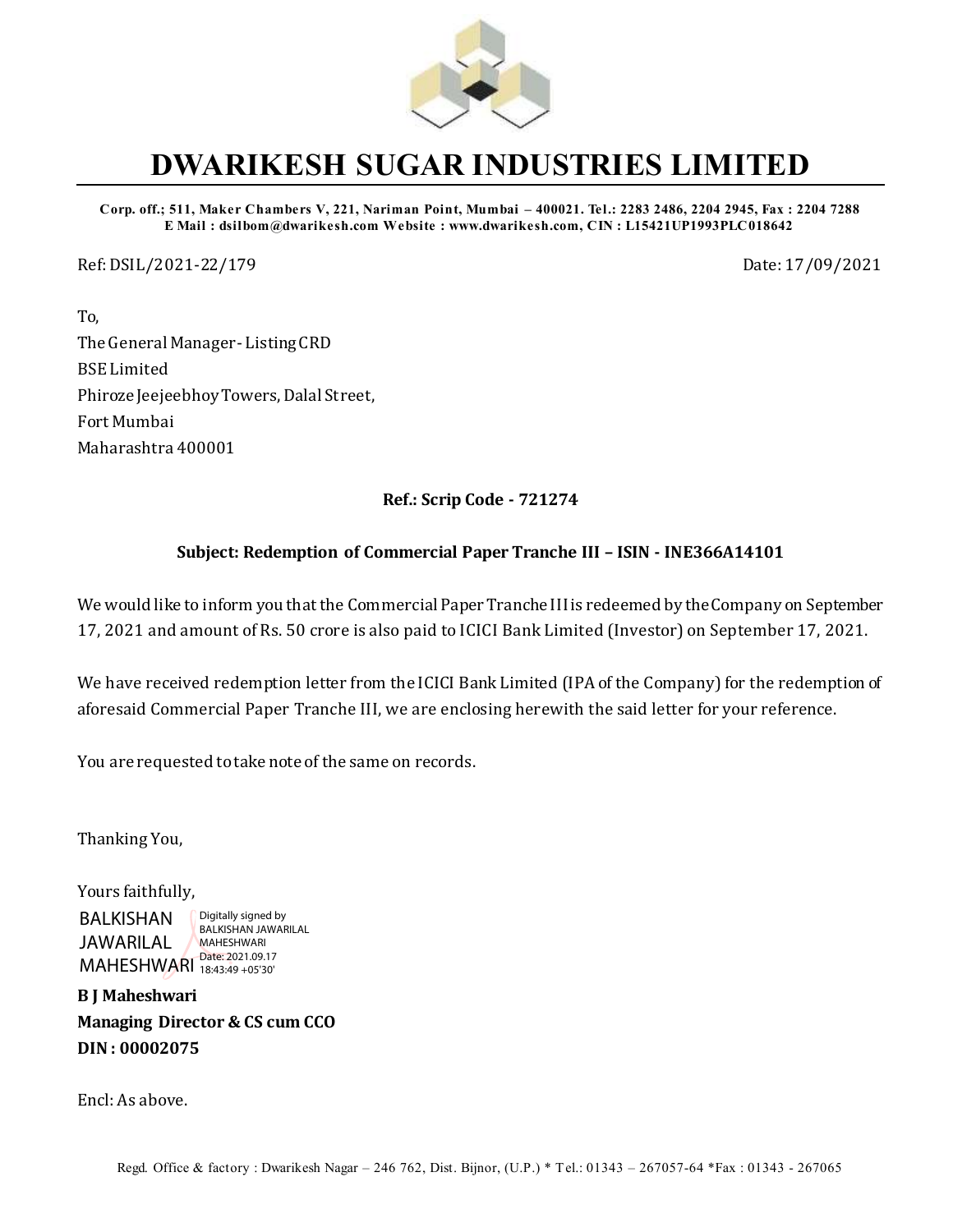# DWARIKESH SUGAR INDUSTRIES LIMITED

**Corp. off.; 511, Maker Chambers V, 221, Nariman Point, Mumbai – 400021. Tel.: 2283 2486, 2204 2945, Fax : 2204 7288**
**E Mail : dsilbom@dwarikesh.com Website : www.dwarikesh.com, CIN : L15421UP1993PLC018642**

Ref: DSIL/2021-22/179

Date: 17/09/2021

To,
The General Manager- Listing CRD
BSE Limited
Phiroze Jeejeebhoy Towers, Dalal Street,
Fort Mumbai
Maharashtra 400001

**Ref.: Scrip Code - 721274**

**Subject: Redemption of Commercial Paper Tranche III – ISIN - INE366A14101**

We would like to inform you that the Commercial Paper Tranche III is redeemed by the Company on September 17, 2021 and amount of Rs. 50 crore is also paid to ICICI Bank Limited (Investor) on September 17, 2021.

We have received redemption letter from the ICICI Bank Limited (IPA of the Company) for the redemption of aforesaid Commercial Paper Tranche III, we are enclosing herewith the said letter for your reference.

You are requested to take note of the same on records.

Thanking You,

Yours faithfully,

BALKISHAN JAWARILAL MAHESHWARI
Digitally signed by BALKISHAN JAWARILAL MAHESHWARI
Date: 2021.09.17 18:43:49 +05'30'

**B J Maheshwari**
**Managing Director & CS cum CCO**
**DIN : 00002075**

Encl: As above.

Regd. Office & factory : Dwarikesh Nagar – 246 762, Dist. Bijnor, (U.P.) * Tel.: 01343 – 267057-64 *Fax : 01343 - 267065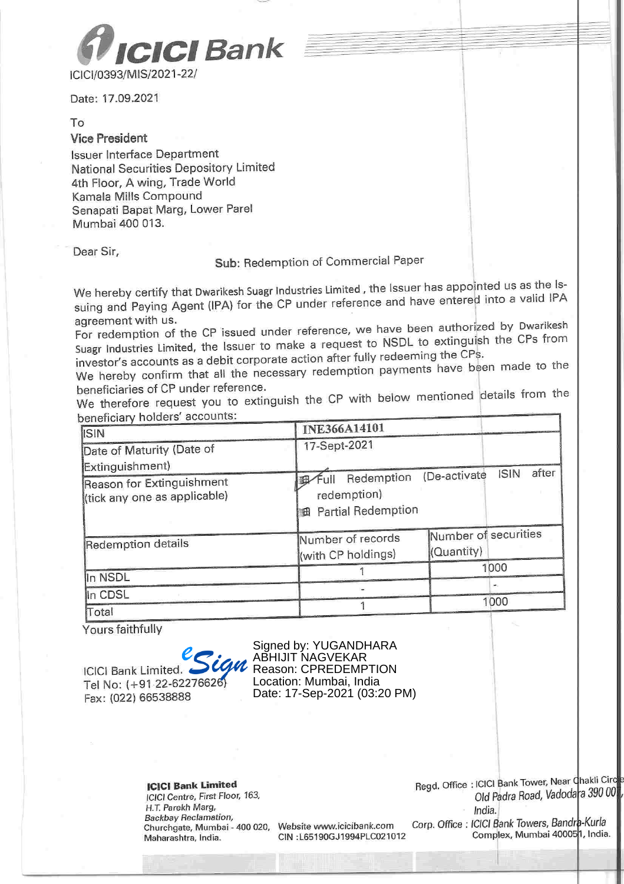**ICICI Bank**

ICICI/0393/MIS/2021-22/

Date: 17.09.2021

To
Vice President
Issuer Interface Department
National Securities Depository Limited
4th Floor, A wing, Trade World
Kamala Mills Compound
Senapati Bapat Marg, Lower Parel
Mumbai 400 013.

Dear Sir,

**Sub:** Redemption of Commercial Paper

We hereby certify that Dwarikesh Suagr Industries Limited , the Issuer has appointed us as the Issuing and Paying Agent (IPA) for the CP under reference and have entered into a valid IPA agreement with us.
For redemption of the CP issued under reference, we have been authorized by Dwarikesh Suagr Industries Limited, the Issuer to make a request to NSDL to extinguish the CPs from investor's accounts as a debit corporate action after fully redeeming the CPs.
We hereby confirm that all the necessary redemption payments have been made to the beneficiaries of CP under reference.
We therefore request you to extinguish the CP with below mentioned details from the beneficiary holders' accounts:

| ISIN | INE366A14101 | |
|---|---|---|
| Date of Maturity (Date of Extinguishment) | 17-Sept-2021 | |
| Reason for Extinguishment (tick any one as applicable) | ☑ Full Redemption (De-activate ISIN after redemption)<br>☐ Partial Redemption | |
| Redemption details | Number of records (with CP holdings) | Number of securities (Quantity) |
| In NSDL | 1 | 1000 |
| In CDSL | - | - |
| Total | 1 | 1000 |

Yours faithfully

ICICI Bank Limited.
Tel No: (+91 22-62276626)
Fax: (022) 66538888

eSign
Signed by: YUGANDHARA ABHIJIT NAGVEKAR
Reason: CPREDEMPTION
Location: Mumbai, India
Date: 17-Sep-2021 (03:20 PM)

**ICICI Bank Limited**
ICICI Centre, First Floor, 163,
H.T. Parekh Marg,
Backbay Reclamation,
Churchgate, Mumbai - 400 020,
Maharashtra, India.

Website www.icicibank.com
CIN :L65190GJ1994PLC021012

Regd. Office : ICICI Bank Tower, Near Chakli Circle, Old Padra Road, Vadodara 390 007, India.
Corp. Office : ICICI Bank Towers, Bandra-Kurla Complex, Mumbai 400051, India.